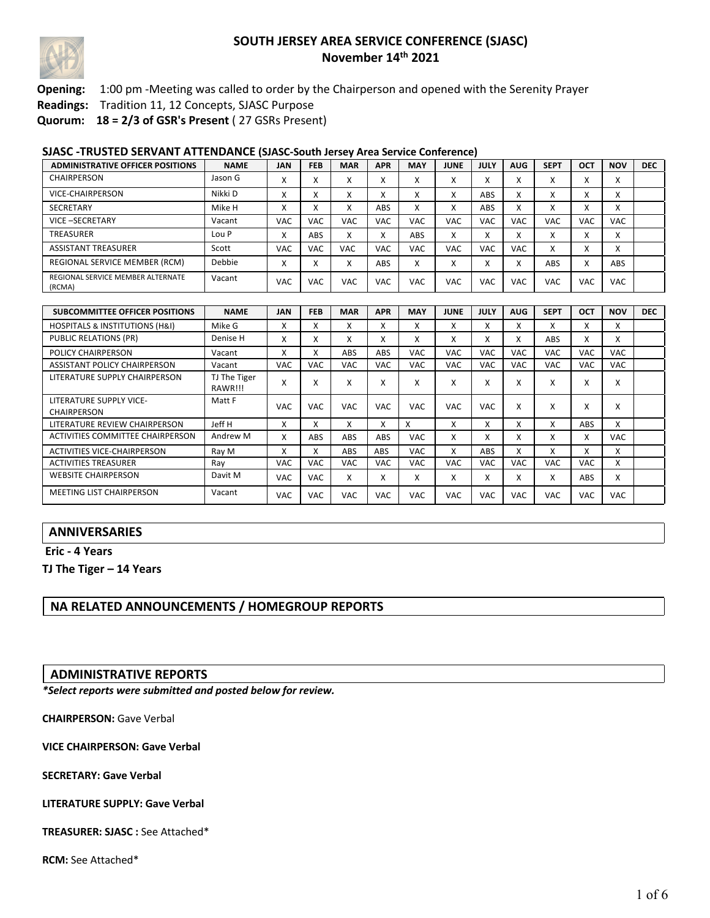# SOUTH JERSEY AREA SERVICE CONFERENCE (SJASC)
## November 14th 2021

**Opening:** 1:00 pm -Meeting was called to order by the Chairperson and opened with the Serenity Prayer

**Readings:** Tradition 11, 12 Concepts, SJASC Purpose

**Quorum:** **18 = 2/3 of GSR's Present** ( 27 GSRs Present)

### SJASC -TRUSTED SERVANT ATTENDANCE (SJASC-South Jersey Area Service Conference)

| ADMINISTRATIVE OFFICER POSITIONS | NAME | JAN | FEB | MAR | APR | MAY | JUNE | JULY | AUG | SEPT | OCT | NOV | DEC |
|---|---|---|---|---|---|---|---|---|---|---|---|---|---|
| CHAIRPERSON | Jason G | X | X | X | X | X | X | X | X | X | X | X | |
| VICE-CHAIRPERSON | Nikki D | X | X | X | X | X | X | ABS | X | X | X | X | |
| SECRETARY | Mike H | X | X | X | ABS | X | X | ABS | X | X | X | X | |
| VICE –SECRETARY | Vacant | VAC | VAC | VAC | VAC | VAC | VAC | VAC | VAC | VAC | VAC | VAC | |
| TREASURER | Lou P | X | ABS | X | X | ABS | X | X | X | X | X | X | |
| ASSISTANT TREASURER | Scott | VAC | VAC | VAC | VAC | VAC | VAC | VAC | VAC | X | X | X | |
| REGIONAL SERVICE MEMBER (RCM) | Debbie | X | X | X | ABS | X | X | X | X | ABS | X | ABS | |
| REGIONAL SERVICE MEMBER ALTERNATE (RCMA) | Vacant | VAC | VAC | VAC | VAC | VAC | VAC | VAC | VAC | VAC | VAC | VAC | |

| SUBCOMMITTEE OFFICER POSITIONS | NAME | JAN | FEB | MAR | APR | MAY | JUNE | JULY | AUG | SEPT | OCT | NOV | DEC |
|---|---|---|---|---|---|---|---|---|---|---|---|---|---|
| HOSPITALS & INSTITUTIONS (H&I) | Mike G | X | X | X | X | X | X | X | X | X | X | X | |
| PUBLIC RELATIONS (PR) | Denise H | X | X | X | X | X | X | X | X | ABS | X | X | |
| POLICY CHAIRPERSON | Vacant | X | X | ABS | ABS | VAC | VAC | VAC | VAC | VAC | VAC | VAC | |
| ASSISTANT POLICY CHAIRPERSON | Vacant | VAC | VAC | VAC | VAC | VAC | VAC | VAC | VAC | VAC | VAC | VAC | |
| LITERATURE SUPPLY CHAIRPERSON | TJ The Tiger RAWR!!! | X | X | X | X | X | X | X | X | X | X | X | |
| LITERATURE SUPPLY VICE-CHAIRPERSON | Matt F | VAC | VAC | VAC | VAC | VAC | VAC | VAC | X | X | X | X | |
| LITERATURE REVIEW CHAIRPERSON | Jeff H | X | X | X | X | X | X | X | X | X | ABS | X | |
| ACTIVITIES COMMITTEE CHAIRPERSON | Andrew M | X | ABS | ABS | ABS | VAC | X | X | X | X | X | VAC | |
| ACTIVITIES VICE-CHAIRPERSON | Ray M | X | X | ABS | ABS | VAC | X | ABS | X | X | X | X | |
| ACTIVITIES TREASURER | Ray | VAC | VAC | VAC | VAC | VAC | VAC | VAC | VAC | VAC | VAC | X | |
| WEBSITE CHAIRPERSON | Davit M | VAC | VAC | X | X | X | X | X | X | X | ABS | X | |
| MEETING LIST CHAIRPERSON | Vacant | VAC | VAC | VAC | VAC | VAC | VAC | VAC | VAC | VAC | VAC | VAC | |

## ANNIVERSARIES

**Eric - 4 Years**

**TJ The Tiger – 14 Years**

## NA RELATED ANNOUNCEMENTS / HOMEGROUP REPORTS

## ADMINISTRATIVE REPORTS

***Select reports were submitted and posted below for review.***

**CHAIRPERSON:** Gave Verbal

**VICE CHAIRPERSON: Gave Verbal**

**SECRETARY: Gave Verbal**

**LITERATURE SUPPLY: Gave Verbal**

**TREASURER: SJASC :** See Attached*

**RCM:** See Attached*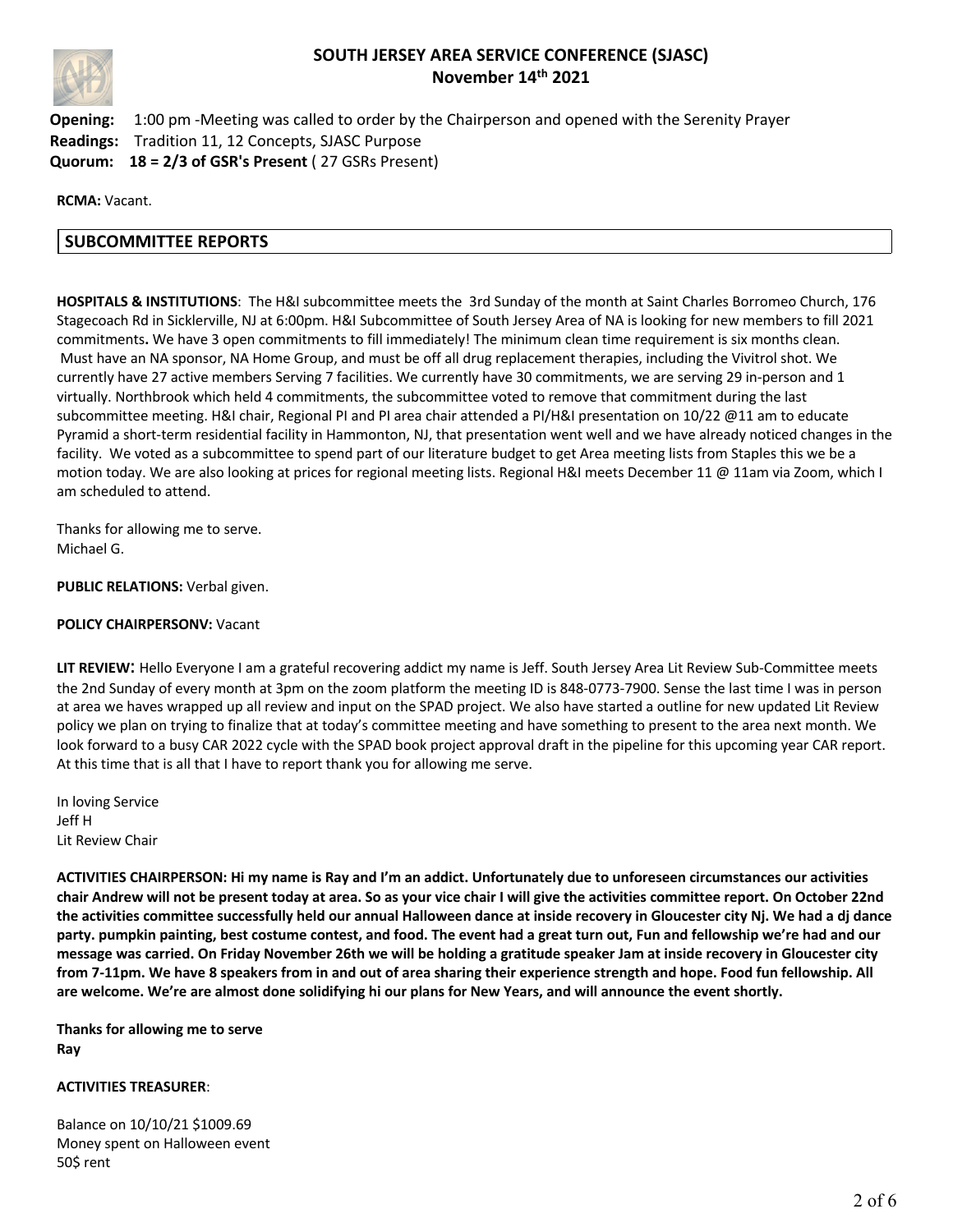# SOUTH JERSEY AREA SERVICE CONFERENCE (SJASC)
## November 14th 2021

**Opening:** 1:00 pm -Meeting was called to order by the Chairperson and opened with the Serenity Prayer
**Readings:** Tradition 11, 12 Concepts, SJASC Purpose
**Quorum:** **18 = 2/3 of GSR's Present** ( 27 GSRs Present)

**RCMA:** Vacant.

## SUBCOMMITTEE REPORTS

**HOSPITALS & INSTITUTIONS**: The H&I subcommittee meets the 3rd Sunday of the month at Saint Charles Borromeo Church, 176 Stagecoach Rd in Sicklerville, NJ at 6:00pm. H&I Subcommittee of South Jersey Area of NA is looking for new members to fill 2021 commitments**.** We have 3 open commitments to fill immediately! The minimum clean time requirement is six months clean. Must have an NA sponsor, NA Home Group, and must be off all drug replacement therapies, including the Vivitrol shot. We currently have 27 active members Serving 7 facilities. We currently have 30 commitments, we are serving 29 in-person and 1 virtually. Northbrook which held 4 commitments, the subcommittee voted to remove that commitment during the last subcommittee meeting. H&I chair, Regional PI and PI area chair attended a PI/H&I presentation on 10/22 @11 am to educate Pyramid a short-term residential facility in Hammonton, NJ, that presentation went well and we have already noticed changes in the facility. We voted as a subcommittee to spend part of our literature budget to get Area meeting lists from Staples this we be a motion today. We are also looking at prices for regional meeting lists. Regional H&I meets December 11 @ 11am via Zoom, which I am scheduled to attend.

Thanks for allowing me to serve.
Michael G.

**PUBLIC RELATIONS:** Verbal given.

**POLICY CHAIRPERSONV:** Vacant

**LIT REVIEW**: Hello Everyone I am a grateful recovering addict my name is Jeff. South Jersey Area Lit Review Sub-Committee meets the 2nd Sunday of every month at 3pm on the zoom platform the meeting ID is 848-0773-7900. Sense the last time I was in person at area we haves wrapped up all review and input on the SPAD project. We also have started a outline for new updated Lit Review policy we plan on trying to finalize that at today's committee meeting and have something to present to the area next month. We look forward to a busy CAR 2022 cycle with the SPAD book project approval draft in the pipeline for this upcoming year CAR report. At this time that is all that I have to report thank you for allowing me serve.

In loving Service
Jeff H
Lit Review Chair

**ACTIVITIES CHAIRPERSON: Hi my name is Ray and I'm an addict. Unfortunately due to unforeseen circumstances our activities chair Andrew will not be present today at area. So as your vice chair I will give the activities committee report. On October 22nd the activities committee successfully held our annual Halloween dance at inside recovery in Gloucester city Nj. We had a dj dance party. pumpkin painting, best costume contest, and food. The event had a great turn out, Fun and fellowship we're had and our message was carried. On Friday November 26th we will be holding a gratitude speaker Jam at inside recovery in Gloucester city from 7-11pm. We have 8 speakers from in and out of area sharing their experience strength and hope. Food fun fellowship. All are welcome. We're are almost done solidifying hi our plans for New Years, and will announce the event shortly.**

**Thanks for allowing me to serve**
**Ray**

**ACTIVITIES TREASURER**:

Balance on 10/10/21 $1009.69
Money spent on Halloween event
50$ rent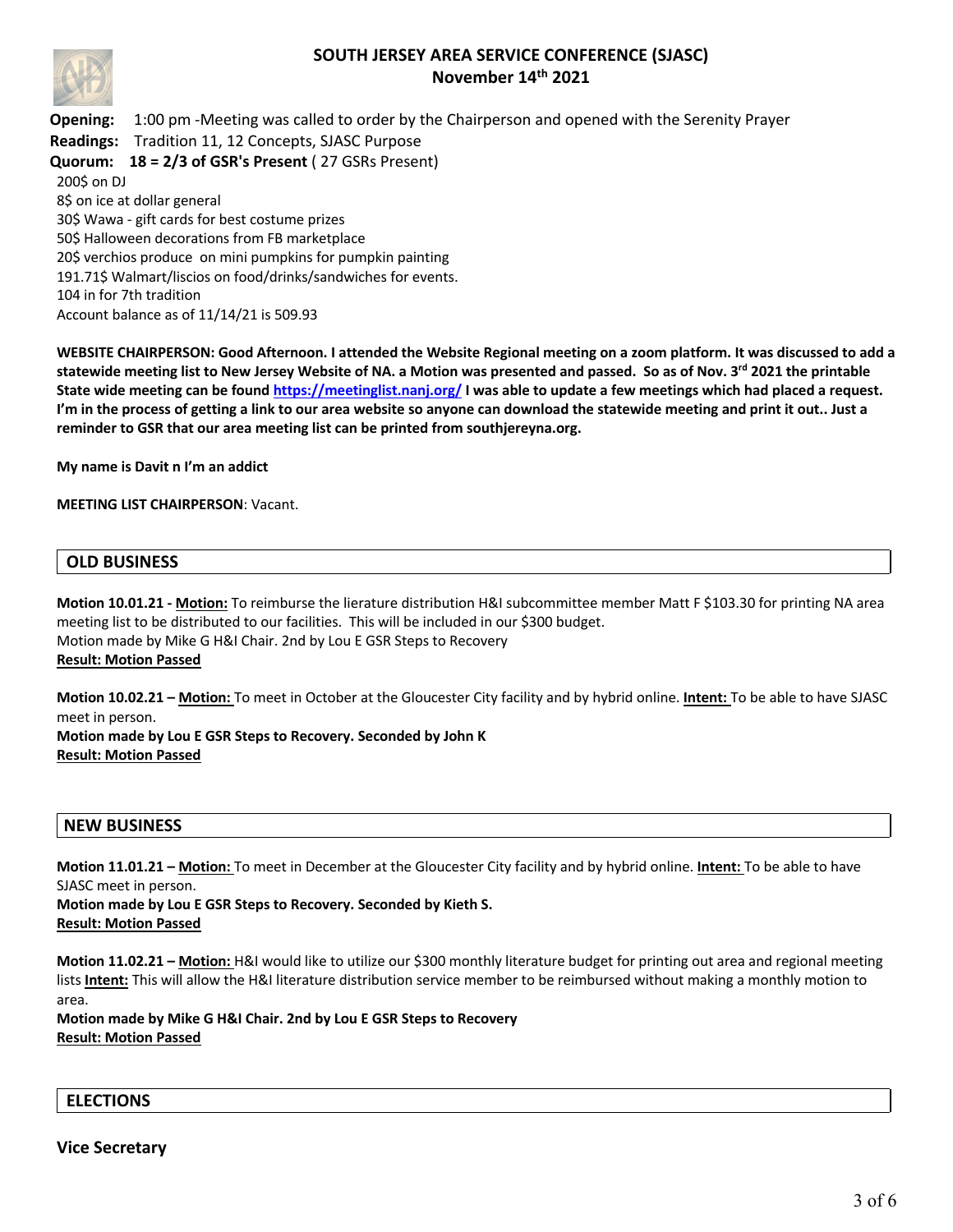# SOUTH JERSEY AREA SERVICE CONFERENCE (SJASC)
## November 14th 2021

**Opening:** 1:00 pm -Meeting was called to order by the Chairperson and opened with the Serenity Prayer
**Readings:** Tradition 11, 12 Concepts, SJASC Purpose
**Quorum:** **18 = 2/3 of GSR's Present** ( 27 GSRs Present)

200$ on DJ
8$ on ice at dollar general
30$ Wawa - gift cards for best costume prizes
50$ Halloween decorations from FB marketplace
20$ verchios produce on mini pumpkins for pumpkin painting
191.71$ Walmart/liscios on food/drinks/sandwiches for events.
104 in for 7th tradition
Account balance as of 11/14/21 is 509.93

**WEBSITE CHAIRPERSON: Good Afternoon. I attended the Website Regional meeting on a zoom platform. It was discussed to add a statewide meeting list to New Jersey Website of NA. a Motion was presented and passed. So as of Nov. 3rd 2021 the printable State wide meeting can be found https://meetinglist.nanj.org/ I was able to update a few meetings which had placed a request. I'm in the process of getting a link to our area website so anyone can download the statewide meeting and print it out.. Just a reminder to GSR that our area meeting list can be printed from southjereyna.org.**

**My name is Davit n I'm an addict**

**MEETING LIST CHAIRPERSON**: Vacant.

## OLD BUSINESS

**Motion 10.01.21 - Motion:** To reimburse the lierature distribution H&I subcommittee member Matt F $103.30 for printing NA area meeting list to be distributed to our facilities. This will be included in our $300 budget.
Motion made by Mike G H&I Chair. 2nd by Lou E GSR Steps to Recovery
**Result: Motion Passed**

**Motion 10.02.21 – Motion:** To meet in October at the Gloucester City facility and by hybrid online. **Intent:** To be able to have SJASC meet in person.
**Motion made by Lou E GSR Steps to Recovery. Seconded by John K**
**Result: Motion Passed**

## NEW BUSINESS

**Motion 11.01.21 – Motion:** To meet in December at the Gloucester City facility and by hybrid online. **Intent:** To be able to have SJASC meet in person.
**Motion made by Lou E GSR Steps to Recovery. Seconded by Kieth S.**
**Result: Motion Passed**

**Motion 11.02.21 – Motion:** H&I would like to utilize our $300 monthly literature budget for printing out area and regional meeting lists **Intent:** This will allow the H&I literature distribution service member to be reimbursed without making a monthly motion to area.
**Motion made by Mike G H&I Chair. 2nd by Lou E GSR Steps to Recovery**
**Result: Motion Passed**

## ELECTIONS

### Vice Secretary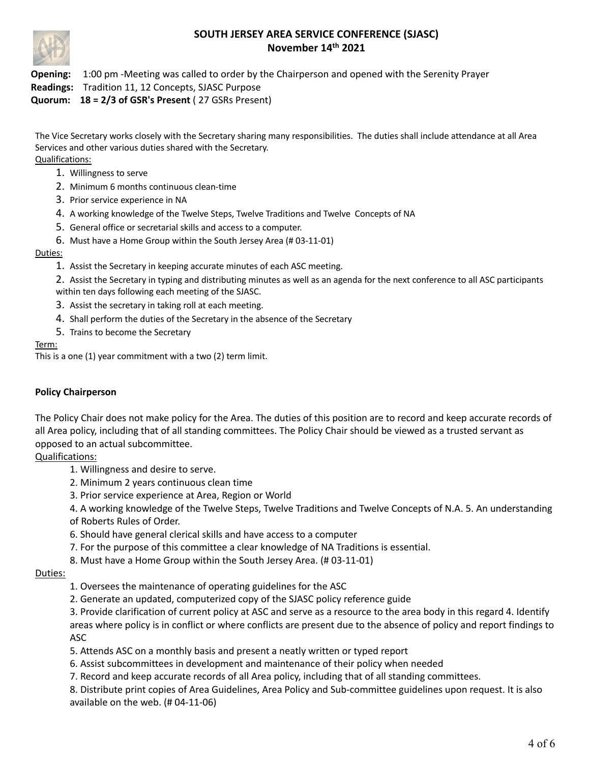# SOUTH JERSEY AREA SERVICE CONFERENCE (SJASC)
## November 14th 2021

**Opening:** 1:00 pm -Meeting was called to order by the Chairperson and opened with the Serenity Prayer
**Readings:** Tradition 11, 12 Concepts, SJASC Purpose
**Quorum:** **18 = 2/3 of GSR's Present** ( 27 GSRs Present)

The Vice Secretary works closely with the Secretary sharing many responsibilities. The duties shall include attendance at all Area Services and other various duties shared with the Secretary.

Qualifications:

1. Willingness to serve
2. Minimum 6 months continuous clean-time
3. Prior service experience in NA
4. A working knowledge of the Twelve Steps, Twelve Traditions and Twelve Concepts of NA
5. General office or secretarial skills and access to a computer.
6. Must have a Home Group within the South Jersey Area (# 03-11-01)

Duties:

1. Assist the Secretary in keeping accurate minutes of each ASC meeting.
2. Assist the Secretary in typing and distributing minutes as well as an agenda for the next conference to all ASC participants within ten days following each meeting of the SJASC.
3. Assist the secretary in taking roll at each meeting.
4. Shall perform the duties of the Secretary in the absence of the Secretary
5. Trains to become the Secretary

Term:

This is a one (1) year commitment with a two (2) term limit.

**Policy Chairperson**

The Policy Chair does not make policy for the Area. The duties of this position are to record and keep accurate records of all Area policy, including that of all standing committees. The Policy Chair should be viewed as a trusted servant as opposed to an actual subcommittee.

Qualifications:

1. Willingness and desire to serve.
2. Minimum 2 years continuous clean time
3. Prior service experience at Area, Region or World
4. A working knowledge of the Twelve Steps, Twelve Traditions and Twelve Concepts of N.A. 5. An understanding of Roberts Rules of Order.
6. Should have general clerical skills and have access to a computer
7. For the purpose of this committee a clear knowledge of NA Traditions is essential.
8. Must have a Home Group within the South Jersey Area. (# 03-11-01)

Duties:

1. Oversees the maintenance of operating guidelines for the ASC
2. Generate an updated, computerized copy of the SJASC policy reference guide
3. Provide clarification of current policy at ASC and serve as a resource to the area body in this regard 4. Identify areas where policy is in conflict or where conflicts are present due to the absence of policy and report findings to ASC
5. Attends ASC on a monthly basis and present a neatly written or typed report
6. Assist subcommittees in development and maintenance of their policy when needed
7. Record and keep accurate records of all Area policy, including that of all standing committees.
8. Distribute print copies of Area Guidelines, Area Policy and Sub-committee guidelines upon request. It is also available on the web. (# 04-11-06)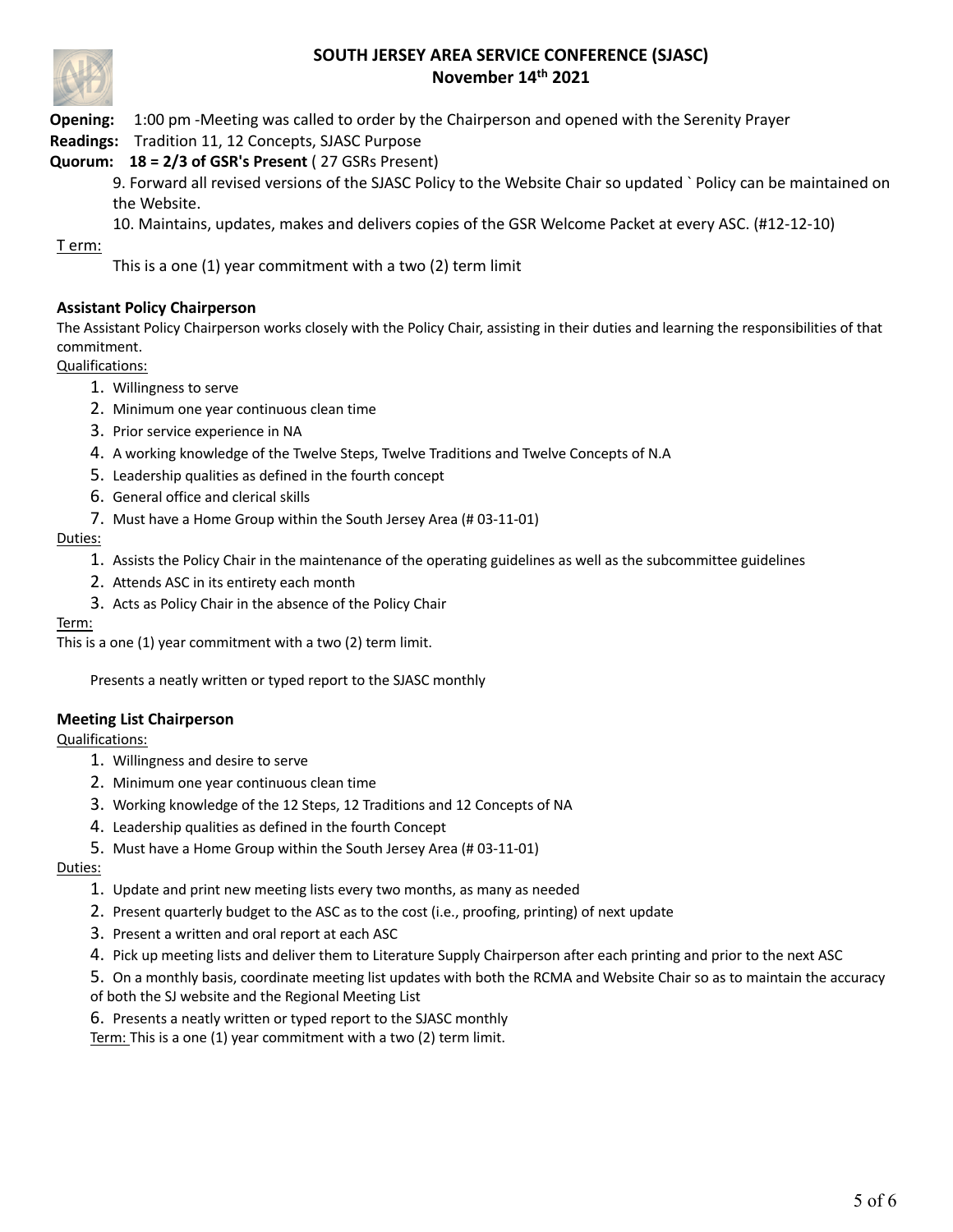# SOUTH JERSEY AREA SERVICE CONFERENCE (SJASC)

## November 14th 2021

**Opening:** 1:00 pm -Meeting was called to order by the Chairperson and opened with the Serenity Prayer

**Readings:** Tradition 11, 12 Concepts, SJASC Purpose

**Quorum:** **18 = 2/3 of GSR's Present** ( 27 GSRs Present)

9. Forward all revised versions of the SJASC Policy to the Website Chair so updated ` Policy can be maintained on the Website.
10. Maintains, updates, makes and delivers copies of the GSR Welcome Packet at every ASC. (#12-12-10)

T erm:

This is a one (1) year commitment with a two (2) term limit

### Assistant Policy Chairperson

The Assistant Policy Chairperson works closely with the Policy Chair, assisting in their duties and learning the responsibilities of that commitment.

Qualifications:

1. Willingness to serve
2. Minimum one year continuous clean time
3. Prior service experience in NA
4. A working knowledge of the Twelve Steps, Twelve Traditions and Twelve Concepts of N.A
5. Leadership qualities as defined in the fourth concept
6. General office and clerical skills
7. Must have a Home Group within the South Jersey Area (# 03-11-01)

Duties:

1. Assists the Policy Chair in the maintenance of the operating guidelines as well as the subcommittee guidelines
2. Attends ASC in its entirety each month
3. Acts as Policy Chair in the absence of the Policy Chair

Term:

This is a one (1) year commitment with a two (2) term limit.

Presents a neatly written or typed report to the SJASC monthly

### Meeting List Chairperson

Qualifications:

1. Willingness and desire to serve
2. Minimum one year continuous clean time
3. Working knowledge of the 12 Steps, 12 Traditions and 12 Concepts of NA
4. Leadership qualities as defined in the fourth Concept
5. Must have a Home Group within the South Jersey Area (# 03-11-01)

Duties:

1. Update and print new meeting lists every two months, as many as needed
2. Present quarterly budget to the ASC as to the cost (i.e., proofing, printing) of next update
3. Present a written and oral report at each ASC
4. Pick up meeting lists and deliver them to Literature Supply Chairperson after each printing and prior to the next ASC
5. On a monthly basis, coordinate meeting list updates with both the RCMA and Website Chair so as to maintain the accuracy of both the SJ website and the Regional Meeting List
6. Presents a neatly written or typed report to the SJASC monthly

Term: This is a one (1) year commitment with a two (2) term limit.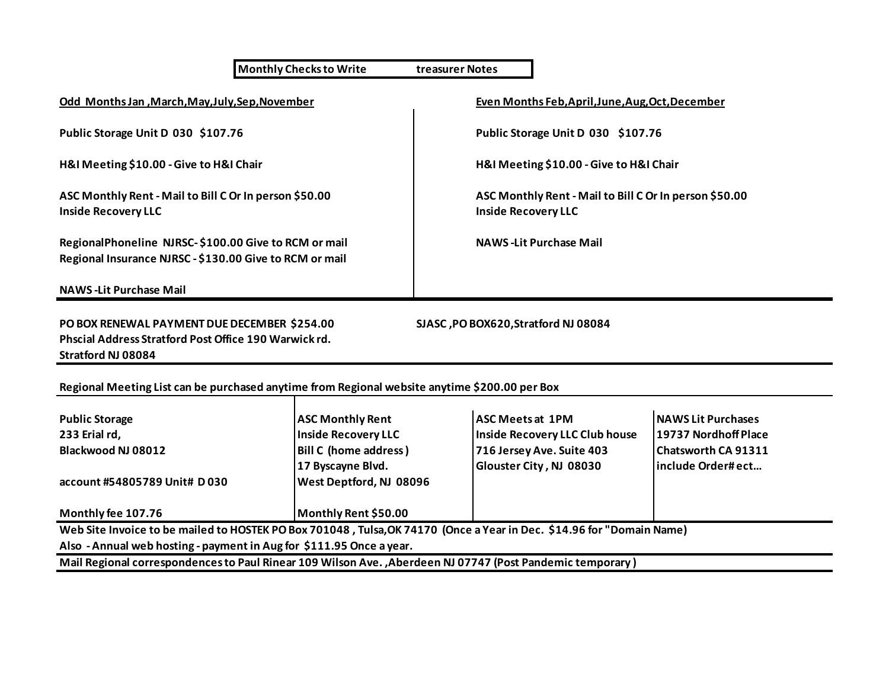**Monthly Checks to Write     treasurer Notes**

| Odd Months Jan ,March,May,July,Sep,November | Even Months Feb,April,June,Aug,Oct,December |
|---|---|
| Public Storage Unit D 030 $107.76 | Public Storage Unit D 030 $107.76 |
| H&I Meeting $10.00 - Give to H&I Chair | H&I Meeting $10.00 - Give to H&I Chair |
| ASC Monthly Rent - Mail to Bill C Or In person $50.00<br>Inside Recovery LLC | ASC Monthly Rent - Mail to Bill C Or In person $50.00<br>Inside Recovery LLC |
| RegionalPhoneline NJRSC- $100.00 Give to RCM or mail<br>Regional Insurance NJRSC - $130.00 Give to RCM or mail | NAWS -Lit Purchase Mail |
| NAWS -Lit Purchase Mail | |

**PO BOX RENEWAL PAYMENT DUE DECEMBER $254.00**
**Phscial Address Stratford Post Office 190 Warwick rd.**
**Stratford NJ 08084**

**SJASC ,PO BOX620,Stratford NJ 08084**

**Regional Meeting List can be purchased anytime from Regional website anytime $200.00 per Box**

| Public Storage | ASC Monthly Rent | ASC Meets at 1PM | NAWS Lit Purchases |
|---|---|---|---|
| 233 Erial rd, | Inside Recovery LLC | Inside Recovery LLC Club house | 19737 Nordhoff Place |
| Blackwood NJ 08012 | Bill C (home address ) | 716 Jersey Ave. Suite 403 | Chatsworth CA 91311 |
| | 17 Byscayne Blvd. | Glouster City , NJ 08030 | include Order# ect… |
| account #54805789 Unit# D 030 | West Deptford, NJ 08096 | | |
| Monthly fee 107.76 | Monthly Rent $50.00 | | |

**Web Site Invoice to be mailed to HOSTEK PO Box 701048 , Tulsa,OK 74170 (Once a Year in Dec. $14.96 for "Domain Name)**
**Also - Annual web hosting - payment in Aug for $111.95 Once a year.**

**Mail Regional correspondences to Paul Rinear 109 Wilson Ave. ,Aberdeen NJ 07747 (Post Pandemic temporary )**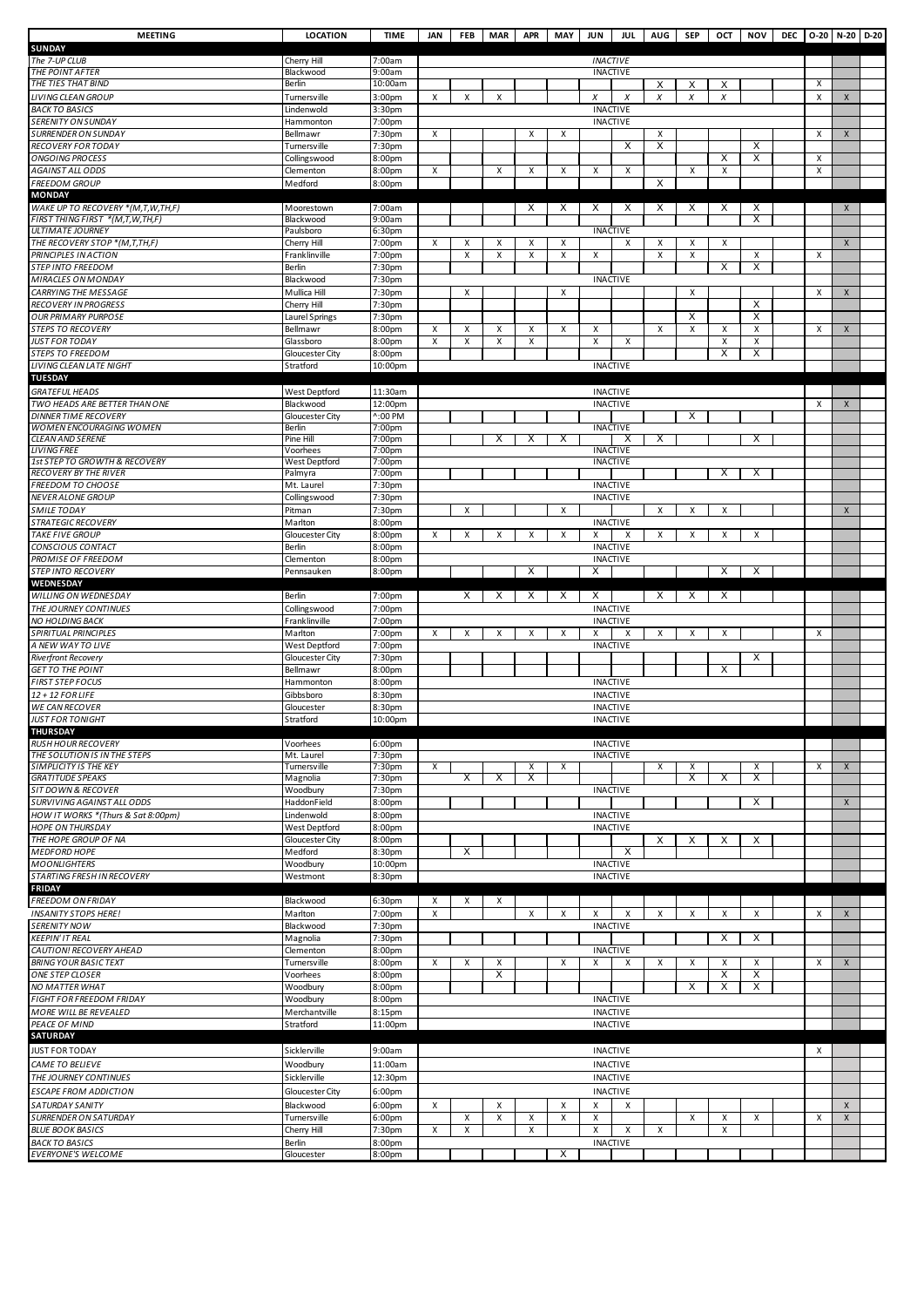| MEETING | LOCATION | TIME | JAN | FEB | MAR | APR | MAY | JUN | JUL | AUG | SEP | OCT | NOV | DEC | O-20 | N-20 | D-20 |
|---|---|---|---|---|---|---|---|---|---|---|---|---|---|---|---|---|---|
| **SUNDAY** | | | | | | | | | | | | | | | | | |
| *The 7-UP CLUB* | Cherry Hill | 7:00am | | | | | | INACTIVE | | | | | | | | | |
| *THE POINT AFTER* | Blackwood | 9:00am | | | | | | INACTIVE | | | | | | | | | |
| *THE TIES THAT BIND* | Berlin | 10:00am | | | | | | | | X | X | X | | | X | | |
| *LIVING CLEAN GROUP* | Turnersville | 3:00pm | X | X | X | | | X | X | X | X | X | | | X | X | |
| *BACK TO BASICS* | Lindenwold | 3:30pm | | | | | | INACTIVE | | | | | | | | | |
| *SERENITY ON SUNDAY* | Hammonton | 7:00pm | | | | | | INACTIVE | | | | | | | | | |
| *SURRENDER ON SUNDAY* | Bellmawr | 7:30pm | X | | | X | X | | | X | | | X | | X | X | |
| *RECOVERY FOR TODAY* | Turnersville | 7:30pm | | | | | | | X | X | | | | | | | |
| *ONGOING PROCESS* | Collingswood | 8:00pm | | | | | | | | | | X | X | | X | | |
| *AGAINST ALL ODDS* | Clementon | 8:00pm | X | | X | X | X | X | X | | X | X | | | X | | |
| *FREEDOM GROUP* | Medford | 8:00pm | | | | | | | | X | | | | | | | |
| **MONDAY** | | | | | | | | | | | | | | | | | |
| *WAKE UP TO RECOVERY *(M,T,W,TH,F)* | Moorestown | 7:00am | | | | X | X | X | X | X | X | X | X | | | X | |
| *FIRST THING FIRST *(M,T,W,TH,F)* | Blackwood | 9:00am | | | | | | | | | | | X | | | | |
| *ULTIMATE JOURNEY* | Paulsboro | 6:30pm | | | | | | INACTIVE | | | | | | | | | |
| *THE RECOVERY STOP *(M,T,TH,F)* | Cherry Hill | 7:00pm | X | X | X | X | X | | X | X | X | X | | | | X | |
| *PRINCIPLES IN ACTION* | Franklinville | 7:00pm | | X | X | X | X | X | | X | X | | X | | X | | |
| *STEP INTO FREEDOM* | Berlin | 7:30pm | | | | | | | | | | X | X | | | | |
| *MIRACLES ON MONDAY* | Blackwood | 7:30pm | | | | | | INACTIVE | | | | | | | | | |
| *CARRYING THE MESSAGE* | Mullica Hill | 7:30pm | | X | | | X | | | | X | | | | X | X | |
| *RECOVERY IN PROGRESS* | Cherry Hill | 7:30pm | | | | | | | | | | | X | | | | |
| *OUR PRIMARY PURPOSE* | Laurel Springs | 7:30pm | | | | | | | | | X | | X | | | | |
| *STEPS TO RECOVERY* | Bellmawr | 8:00pm | X | X | X | X | X | X | | X | X | X | X | | X | X | |
| *JUST FOR TODAY* | Glassboro | 8:00pm | X | X | X | X | | X | X | | | X | X | | | | |
| *STEPS TO FREEDOM* | Gloucester City | 8:00pm | | | | | | | | | | X | X | | | | |
| *LIVING CLEAN LATE NIGHT* | Stratford | 10:00pm | | | | | | INACTIVE | | | | | | | | | |
| **TUESDAY** | | | | | | | | | | | | | | | | | |
| *GRATEFUL HEADS* | West Deptford | 11:30am | | | | | | INACTIVE | | | | | | | | | |
| *TWO HEADS ARE BETTER THAN ONE* | Blackwood | 12:00pm | | | | | | INACTIVE | | | | | | | X | X | |
| *DINNER TIME RECOVERY* | Gloucester City | ^:00 PM | | | | | | | | | X | | | | | | |
| *WOMEN ENCOURAGING WOMEN* | Berlin | 7:00pm | | | | | | INACTIVE | | | | | | | | | |
| *CLEAN AND SERENE* | Pine Hill | 7:00pm | | | X | X | X | | X | X | | | X | | | | |
| *LIVING FREE* | Voorhees | 7:00pm | | | | | | INACTIVE | | | | | | | | | |
| *1st STEP TO GROWTH & RECOVERY* | West Deptford | 7:00pm | | | | | | INACTIVE | | | | | | | | | |
| *RECOVERY BY THE RIVER* | Palmyra | 7:00pm | | | | | | | | | | X | X | | | | |
| *FREEDOM TO CHOOSE* | Mt. Laurel | 7:30pm | | | | | | INACTIVE | | | | | | | | | |
| *NEVER ALONE GROUP* | Collingswood | 7:30pm | | | | | | INACTIVE | | | | | | | | | |
| *SMILE TODAY* | Pitman | 7:30pm | | X | | | X | | | X | X | X | | | | X | |
| *STRATEGIC RECOVERY* | Marlton | 8:00pm | | | | | | INACTIVE | | | | | | | | | |
| *TAKE FIVE GROUP* | Gloucester City | 8:00pm | X | X | X | X | X | X | X | X | X | X | | | | | |
| *CONSCIOUS CONTACT* | Berlin | 8:00pm | | | | | | INACTIVE | | | | | | | | | |
| *PROMISE OF FREEDOM* | Clementon | 8:00pm | | | | | | INACTIVE | | | | | | | | | |
| *STEP INTO RECOVERY* | Pennsauken | 8:00pm | | | | X | | X | | | | X | X | | | | |
| **WEDNESDAY** | | | | | | | | | | | | | | | | | |
| *WILLING ON WEDNESDAY* | Berlin | 7:00pm | | X | X | X | X | X | | X | X | X | | | | | |
| *THE JOURNEY CONTINUES* | Collingswood | 7:00pm | | | | | | INACTIVE | | | | | | | | | |
| *NO HOLDING BACK* | Franklinville | 7:00pm | | | | | | INACTIVE | | | | | | | | | |
| *SPIRITUAL PRINCIPLES* | Marlton | 7:00pm | X | X | X | X | X | X | X | X | X | X | | | X | | |
| *A NEW WAY TO LIVE* | West Deptford | 7:00pm | | | | | | INACTIVE | | | | | | | | | |
| *Riverfront Recovery* | Gloucester City | 7:30pm | | | | | | | | | | | X | | | | |
| *GET TO THE POINT* | Bellmawr | 8:00pm | | | | | | | | | | X | | | | | |
| *FIRST STEP FOCUS* | Hammonton | 8:00pm | | | | | | INACTIVE | | | | | | | | | |
| *12 + 12 FOR LIFE* | Gibbsboro | 8:30pm | | | | | | INACTIVE | | | | | | | | | |
| *WE CAN RECOVER* | Gloucester | 8:30pm | | | | | | INACTIVE | | | | | | | | | |
| *JUST FOR TONIGHT* | Stratford | 10:00pm | | | | | | INACTIVE | | | | | | | | | |
| **THURSDAY** | | | | | | | | | | | | | | | | | |
| *RUSH HOUR RECOVERY* | Voorhees | 6:00pm | | | | | | INACTIVE | | | | | | | | | |
| *THE SOLUTION IS IN THE STEPS* | Mt. Laurel | 7:30pm | | | | | | INACTIVE | | | | | | | | | |
| *SIMPLICITY IS THE KEY* | Turnersville | 7:30pm | X | | | X | X | | | X | X | | X | | X | X | |
| *GRATITUDE SPEAKS* | Magnolia | 7:30pm | | X | X | X | | | | | X | X | X | | | | |
| *SIT DOWN & RECOVER* | Woodbury | 7:30pm | | | | | | INACTIVE | | | | | | | | | |
| *SURVIVING AGAINST ALL ODDS* | HaddonField | 8:00pm | | | | | | | | | | | X | | | X | |
| *HOW IT WORKS *(Thurs & Sat 8:00pm)* | Lindenwold | 8:00pm | | | | | | INACTIVE | | | | | | | | | |
| *HOPE ON THURSDAY* | West Deptford | 8:00pm | | | | | | INACTIVE | | | | | | | | | |
| *THE HOPE GROUP OF NA* | Gloucester City | 8:00pm | | | | | | | | X | X | X | X | | | | |
| *MEDFORD HOPE* | Medford | 8:30pm | | X | | | | | X | | | | | | | | |
| *MOONLIGHTERS* | Woodbury | 10:00pm | | | | | | INACTIVE | | | | | | | | | |
| *STARTING FRESH IN RECOVERY* | Westmont | 8:30pm | | | | | | INACTIVE | | | | | | | | | |
| **FRIDAY** | | | | | | | | | | | | | | | | | |
| *FREEDOM ON FRIDAY* | Blackwood | 6:30pm | X | X | X | | | | | | | | | | | | |
| *INSANITY STOPS HERE!* | Marlton | 7:00pm | X | | | X | X | X | X | X | X | X | X | | X | X | |
| *SERENITY NOW* | Blackwood | 7:30pm | | | | | | INACTIVE | | | | | | | | | |
| *KEEPIN' IT REAL* | Magnolia | 7:30pm | | | | | | | | | | X | X | | | | |
| *CAUTION! RECOVERY AHEAD* | Clementon | 8:00pm | | | | | | INACTIVE | | | | | | | | | |
| *BRING YOUR BASIC TEXT* | Turnersville | 8:00pm | X | X | X | | X | X | X | X | X | X | X | | X | X | |
| *ONE STEP CLOSER* | Voorhees | 8:00pm | | | X | | | | | | | X | X | | | | |
| *NO MATTER WHAT* | Woodbury | 8:00pm | | | | | | | | | X | X | X | | | | |
| *FIGHT FOR FREEDOM FRIDAY* | Woodbury | 8:00pm | | | | | | INACTIVE | | | | | | | | | |
| *MORE WILL BE REVEALED* | Merchantville | 8:15pm | | | | | | INACTIVE | | | | | | | | | |
| *PEACE OF MIND* | Stratford | 11:00pm | | | | | | INACTIVE | | | | | | | | | |
| **SATURDAY** | | | | | | | | | | | | | | | | | |
| *JUST FOR TODAY* | Sicklerville | 9:00am | | | | | | INACTIVE | | | | | | | X | | |
| *CAME TO BELIEVE* | Woodbury | 11:00am | | | | | | INACTIVE | | | | | | | | | |
| *THE JOURNEY CONTINUES* | Sicklerville | 12:30pm | | | | | | INACTIVE | | | | | | | | | |
| *ESCAPE FROM ADDICTION* | Gloucester City | 6:00pm | | | | | | INACTIVE | | | | | | | | | |
| *SATURDAY SANITY* | Blackwood | 6:00pm | X | | X | | X | X | X | | | | | | | X | |
| *SURRENDER ON SATURDAY* | Turnersville | 6:00pm | | X | X | X | X | X | | | X | X | X | | X | X | |
| *BLUE BOOK BASICS* | Cherry Hill | 7:30pm | X | X | | X | | X | X | X | | X | | | | | |
| *BACK TO BASICS* | Berlin | 8:00pm | | | | | | INACTIVE | | | | | | | | | |
| *EVERYONE'S WELCOME* | Gloucester | 8:00pm | | | | | X | | | | | | | | | | |